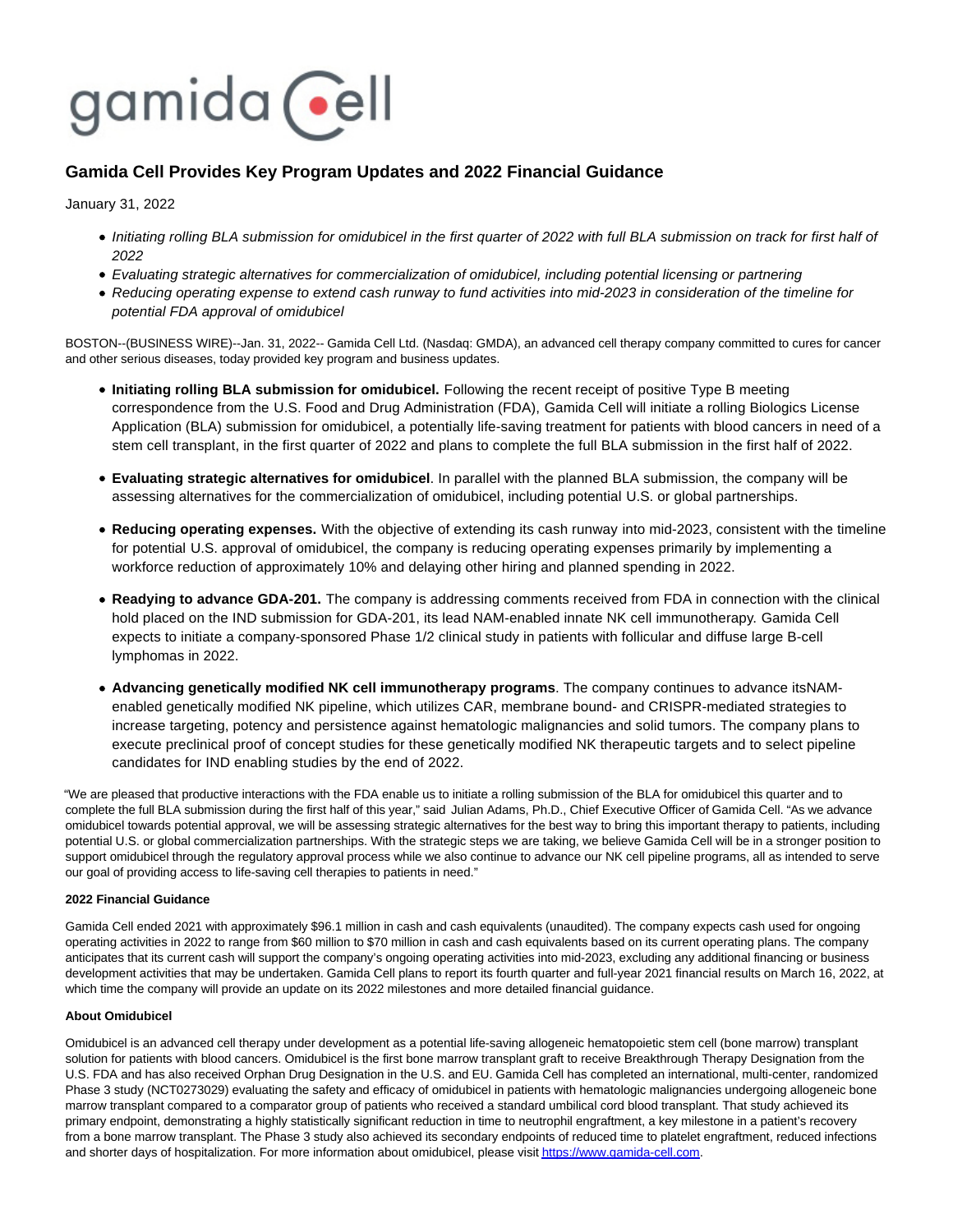gamida cell

# Gamida Cell Provides Key Program Updates and 2022 Financial Guidance

January 31, 2022

- *Initiating rolling BLA submission for omidubicel in the first quarter of 2022 with full BLA submission on track for first half of 2022*
- *Evaluating strategic alternatives for commercialization of omidubicel, including potential licensing or partnering*
- *Reducing operating expense to extend cash runway to fund activities into mid-2023 in consideration of the timeline for potential FDA approval of omidubicel*

BOSTON--(BUSINESS WIRE)--Jan. 31, 2022-- Gamida Cell Ltd. (Nasdaq: GMDA), an advanced cell therapy company committed to cures for cancer and other serious diseases, today provided key program and business updates.

- **Initiating rolling BLA submission for omidubicel.** Following the recent receipt of positive Type B meeting correspondence from the U.S. Food and Drug Administration (FDA), Gamida Cell will initiate a rolling Biologics License Application (BLA) submission for omidubicel, a potentially life-saving treatment for patients with blood cancers in need of a stem cell transplant, in the first quarter of 2022 and plans to complete the full BLA submission in the first half of 2022.
- **Evaluating strategic alternatives for omidubicel**. In parallel with the planned BLA submission, the company will be assessing alternatives for the commercialization of omidubicel, including potential U.S. or global partnerships.
- **Reducing operating expenses.** With the objective of extending its cash runway into mid-2023, consistent with the timeline for potential U.S. approval of omidubicel, the company is reducing operating expenses primarily by implementing a workforce reduction of approximately 10% and delaying other hiring and planned spending in 2022.
- **Readying to advance GDA-201.** The company is addressing comments received from FDA in connection with the clinical hold placed on the IND submission for GDA-201, its lead NAM-enabled innate NK cell immunotherapy. Gamida Cell expects to initiate a company-sponsored Phase 1/2 clinical study in patients with follicular and diffuse large B-cell lymphomas in 2022.
- **Advancing genetically modified NK cell immunotherapy programs**. The company continues to advance itsNAM-enabled genetically modified NK pipeline, which utilizes CAR, membrane bound- and CRISPR-mediated strategies to increase targeting, potency and persistence against hematologic malignancies and solid tumors. The company plans to execute preclinical proof of concept studies for these genetically modified NK therapeutic targets and to select pipeline candidates for IND enabling studies by the end of 2022.

"We are pleased that productive interactions with the FDA enable us to initiate a rolling submission of the BLA for omidubicel this quarter and to complete the full BLA submission during the first half of this year," said Julian Adams, Ph.D., Chief Executive Officer of Gamida Cell. "As we advance omidubicel towards potential approval, we will be assessing strategic alternatives for the best way to bring this important therapy to patients, including potential U.S. or global commercialization partnerships. With the strategic steps we are taking, we believe Gamida Cell will be in a stronger position to support omidubicel through the regulatory approval process while we also continue to advance our NK cell pipeline programs, all as intended to serve our goal of providing access to life-saving cell therapies to patients in need."

**2022 Financial Guidance**

Gamida Cell ended 2021 with approximately $96.1 million in cash and cash equivalents (unaudited). The company expects cash used for ongoing operating activities in 2022 to range from $60 million to $70 million in cash and cash equivalents based on its current operating plans. The company anticipates that its current cash will support the company's ongoing operating activities into mid-2023, excluding any additional financing or business development activities that may be undertaken. Gamida Cell plans to report its fourth quarter and full-year 2021 financial results on March 16, 2022, at which time the company will provide an update on its 2022 milestones and more detailed financial guidance.

**About Omidubicel**

Omidubicel is an advanced cell therapy under development as a potential life-saving allogeneic hematopoietic stem cell (bone marrow) transplant solution for patients with blood cancers. Omidubicel is the first bone marrow transplant graft to receive Breakthrough Therapy Designation from the U.S. FDA and has also received Orphan Drug Designation in the U.S. and EU. Gamida Cell has completed an international, multi-center, randomized Phase 3 study (NCT0273029) evaluating the safety and efficacy of omidubicel in patients with hematologic malignancies undergoing allogeneic bone marrow transplant compared to a comparator group of patients who received a standard umbilical cord blood transplant. That study achieved its primary endpoint, demonstrating a highly statistically significant reduction in time to neutrophil engraftment, a key milestone in a patient's recovery from a bone marrow transplant. The Phase 3 study also achieved its secondary endpoints of reduced time to platelet engraftment, reduced infections and shorter days of hospitalization. For more information about omidubicel, please visit https://www.gamida-cell.com.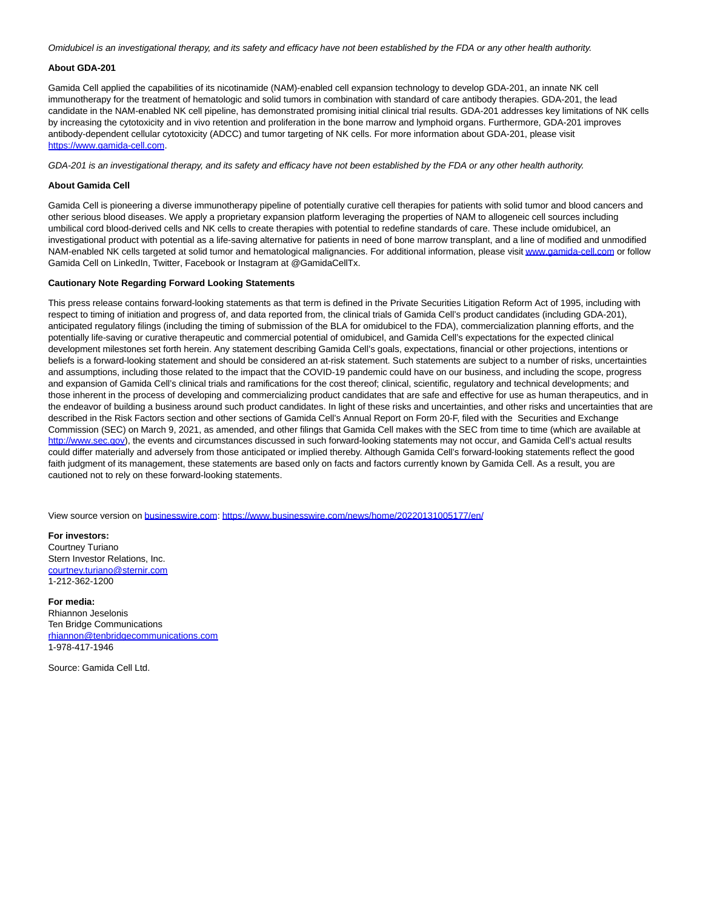*Omidubicel is an investigational therapy, and its safety and efficacy have not been established by the FDA or any other health authority.*

**About GDA-201**

Gamida Cell applied the capabilities of its nicotinamide (NAM)-enabled cell expansion technology to develop GDA-201, an innate NK cell immunotherapy for the treatment of hematologic and solid tumors in combination with standard of care antibody therapies. GDA-201, the lead candidate in the NAM-enabled NK cell pipeline, has demonstrated promising initial clinical trial results. GDA-201 addresses key limitations of NK cells by increasing the cytotoxicity and in vivo retention and proliferation in the bone marrow and lymphoid organs. Furthermore, GDA-201 improves antibody-dependent cellular cytotoxicity (ADCC) and tumor targeting of NK cells. For more information about GDA-201, please visit [https://www.gamida-cell.com](https://www.gamida-cell.com).

*GDA-201 is an investigational therapy, and its safety and efficacy have not been established by the FDA or any other health authority.*

**About Gamida Cell**

Gamida Cell is pioneering a diverse immunotherapy pipeline of potentially curative cell therapies for patients with solid tumor and blood cancers and other serious blood diseases. We apply a proprietary expansion platform leveraging the properties of NAM to allogeneic cell sources including umbilical cord blood-derived cells and NK cells to create therapies with potential to redefine standards of care. These include omidubicel, an investigational product with potential as a life-saving alternative for patients in need of bone marrow transplant, and a line of modified and unmodified NAM-enabled NK cells targeted at solid tumor and hematological malignancies. For additional information, please visit [www.gamida-cell.com](www.gamida-cell.com) or follow Gamida Cell on LinkedIn, Twitter, Facebook or Instagram at @GamidaCellTx.

**Cautionary Note Regarding Forward Looking Statements**

This press release contains forward-looking statements as that term is defined in the Private Securities Litigation Reform Act of 1995, including with respect to timing of initiation and progress of, and data reported from, the clinical trials of Gamida Cell's product candidates (including GDA-201), anticipated regulatory filings (including the timing of submission of the BLA for omidubicel to the FDA), commercialization planning efforts, and the potentially life-saving or curative therapeutic and commercial potential of omidubicel, and Gamida Cell's expectations for the expected clinical development milestones set forth herein. Any statement describing Gamida Cell's goals, expectations, financial or other projections, intentions or beliefs is a forward-looking statement and should be considered an at-risk statement. Such statements are subject to a number of risks, uncertainties and assumptions, including those related to the impact that the COVID-19 pandemic could have on our business, and including the scope, progress and expansion of Gamida Cell's clinical trials and ramifications for the cost thereof; clinical, scientific, regulatory and technical developments; and those inherent in the process of developing and commercializing product candidates that are safe and effective for use as human therapeutics, and in the endeavor of building a business around such product candidates. In light of these risks and uncertainties, and other risks and uncertainties that are described in the Risk Factors section and other sections of Gamida Cell's Annual Report on Form 20-F, filed with the Securities and Exchange Commission (SEC) on March 9, 2021, as amended, and other filings that Gamida Cell makes with the SEC from time to time (which are available at [http://www.sec.gov](http://www.sec.gov)), the events and circumstances discussed in such forward-looking statements may not occur, and Gamida Cell's actual results could differ materially and adversely from those anticipated or implied thereby. Although Gamida Cell's forward-looking statements reflect the good faith judgment of its management, these statements are based only on facts and factors currently known by Gamida Cell. As a result, you are cautioned not to rely on these forward-looking statements.

View source version on [businesswire.com](businesswire.com): [https://www.businesswire.com/news/home/20220131005177/en/](https://www.businesswire.com/news/home/20220131005177/en/)

**For investors:**
Courtney Turiano
Stern Investor Relations, Inc.
[courtney.turiano@sternir.com](mailto:courtney.turiano@sternir.com)
1-212-362-1200

**For media:**
Rhiannon Jeselonis
Ten Bridge Communications
[rhiannon@tenbridgecommunications.com](mailto:rhiannon@tenbridgecommunications.com)
1-978-417-1946

Source: Gamida Cell Ltd.